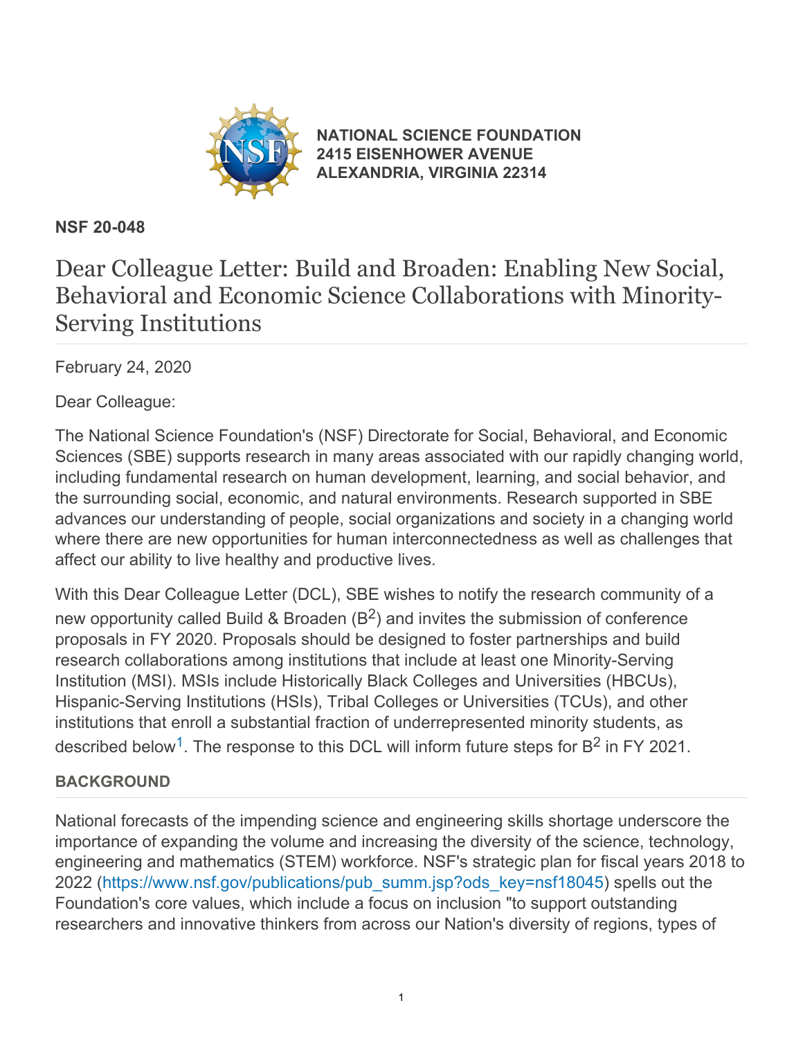**NATIONAL SCIENCE FOUNDATION**
**2415 EISENHOWER AVENUE**
**ALEXANDRIA, VIRGINIA 22314**

**NSF 20-048**

# Dear Colleague Letter: Build and Broaden: Enabling New Social, Behavioral and Economic Science Collaborations with Minority-Serving Institutions

February 24, 2020

Dear Colleague:

The National Science Foundation's (NSF) Directorate for Social, Behavioral, and Economic Sciences (SBE) supports research in many areas associated with our rapidly changing world, including fundamental research on human development, learning, and social behavior, and the surrounding social, economic, and natural environments. Research supported in SBE advances our understanding of people, social organizations and society in a changing world where there are new opportunities for human interconnectedness as well as challenges that affect our ability to live healthy and productive lives.

With this Dear Colleague Letter (DCL), SBE wishes to notify the research community of a new opportunity called Build & Broaden ($B^2$) and invites the submission of conference proposals in FY 2020. Proposals should be designed to foster partnerships and build research collaborations among institutions that include at least one Minority-Serving Institution (MSI). MSIs include Historically Black Colleges and Universities (HBCUs), Hispanic-Serving Institutions (HSIs), Tribal Colleges or Universities (TCUs), and other institutions that enroll a substantial fraction of underrepresented minority students, as described below[1]. The response to this DCL will inform future steps for $B^2$ in FY 2021.

## BACKGROUND

National forecasts of the impending science and engineering skills shortage underscore the importance of expanding the volume and increasing the diversity of the science, technology, engineering and mathematics (STEM) workforce. NSF's strategic plan for fiscal years 2018 to 2022 (https://www.nsf.gov/publications/pub_summ.jsp?ods_key=nsf18045) spells out the Foundation's core values, which include a focus on inclusion "to support outstanding researchers and innovative thinkers from across our Nation's diversity of regions, types of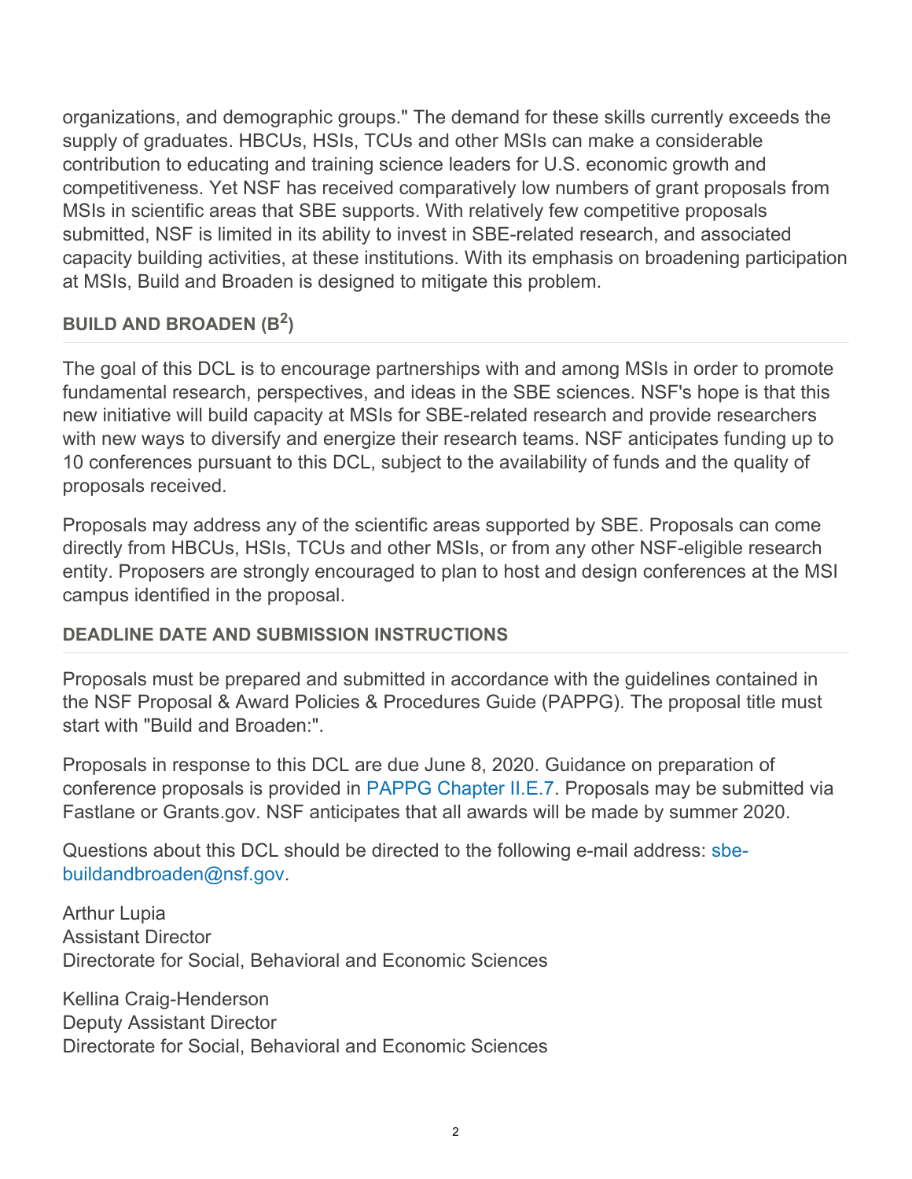organizations, and demographic groups." The demand for these skills currently exceeds the supply of graduates. HBCUs, HSIs, TCUs and other MSIs can make a considerable contribution to educating and training science leaders for U.S. economic growth and competitiveness. Yet NSF has received comparatively low numbers of grant proposals from MSIs in scientific areas that SBE supports. With relatively few competitive proposals submitted, NSF is limited in its ability to invest in SBE-related research, and associated capacity building activities, at these institutions. With its emphasis on broadening participation at MSIs, Build and Broaden is designed to mitigate this problem.

## BUILD AND BROADEN ($B^2$)

The goal of this DCL is to encourage partnerships with and among MSIs in order to promote fundamental research, perspectives, and ideas in the SBE sciences. NSF's hope is that this new initiative will build capacity at MSIs for SBE-related research and provide researchers with new ways to diversify and energize their research teams. NSF anticipates funding up to 10 conferences pursuant to this DCL, subject to the availability of funds and the quality of proposals received.

Proposals may address any of the scientific areas supported by SBE. Proposals can come directly from HBCUs, HSIs, TCUs and other MSIs, or from any other NSF-eligible research entity. Proposers are strongly encouraged to plan to host and design conferences at the MSI campus identified in the proposal.

## DEADLINE DATE AND SUBMISSION INSTRUCTIONS

Proposals must be prepared and submitted in accordance with the guidelines contained in the NSF Proposal & Award Policies & Procedures Guide (PAPPG). The proposal title must start with "Build and Broaden:".

Proposals in response to this DCL are due June 8, 2020. Guidance on preparation of conference proposals is provided in PAPPG Chapter II.E.7. Proposals may be submitted via Fastlane or Grants.gov. NSF anticipates that all awards will be made by summer 2020.

Questions about this DCL should be directed to the following e-mail address: sbe-buildandbroaden@nsf.gov.

Arthur Lupia
Assistant Director
Directorate for Social, Behavioral and Economic Sciences

Kellina Craig-Henderson
Deputy Assistant Director
Directorate for Social, Behavioral and Economic Sciences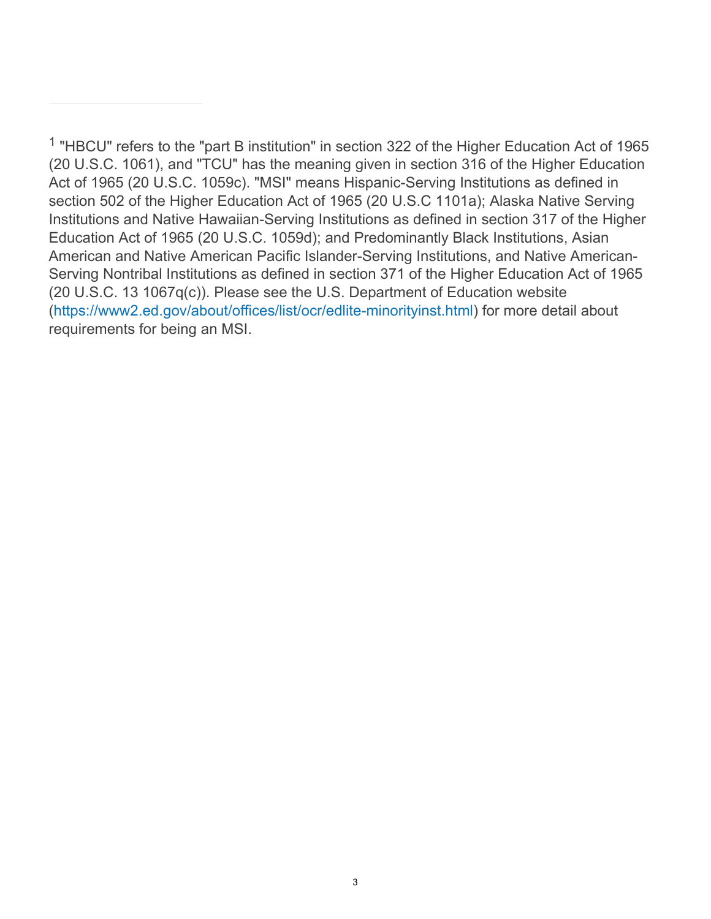[1] "HBCU" refers to the "part B institution" in section 322 of the Higher Education Act of 1965 (20 U.S.C. 1061), and "TCU" has the meaning given in section 316 of the Higher Education Act of 1965 (20 U.S.C. 1059c). "MSI" means Hispanic-Serving Institutions as defined in section 502 of the Higher Education Act of 1965 (20 U.S.C 1101a); Alaska Native Serving Institutions and Native Hawaiian-Serving Institutions as defined in section 317 of the Higher Education Act of 1965 (20 U.S.C. 1059d); and Predominantly Black Institutions, Asian American and Native American Pacific Islander-Serving Institutions, and Native American-Serving Nontribal Institutions as defined in section 371 of the Higher Education Act of 1965 (20 U.S.C. 13 1067q(c)). Please see the U.S. Department of Education website (https://www2.ed.gov/about/offices/list/ocr/edlite-minorityinst.html) for more detail about requirements for being an MSI.